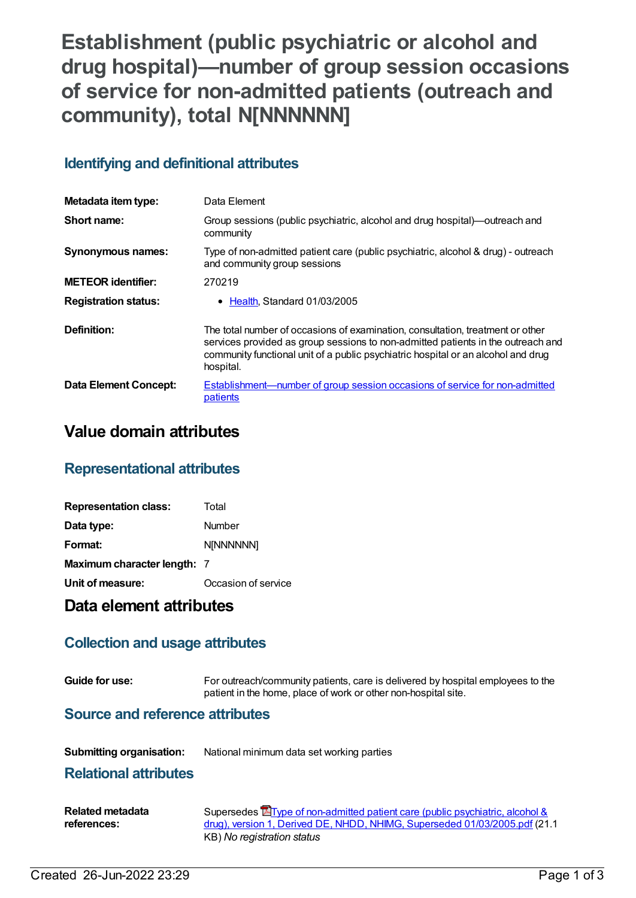# Establishment (public psychiatric or alcohol and drug hospital)—number of group session occasions of service for non-admitted patients (outreach and community), total N[NNNNNN]

## Identifying and definitional attributes

| | |
|---|---|
| **Metadata item type:** | Data Element |
| **Short name:** | Group sessions (public psychiatric, alcohol and drug hospital)—outreach and community |
| **Synonymous names:** | Type of non-admitted patient care (public psychiatric, alcohol & drug) - outreach and community group sessions |
| **METEOR identifier:** | 270219 |
| **Registration status:** | • Health, Standard 01/03/2005 |
| **Definition:** | The total number of occasions of examination, consultation, treatment or other services provided as group sessions to non-admitted patients in the outreach and community functional unit of a public psychiatric hospital or an alcohol and drug hospital. |
| **Data Element Concept:** | Establishment—number of group session occasions of service for non-admitted patients |

# Value domain attributes

## Representational attributes

| | |
|---|---|
| **Representation class:** | Total |
| **Data type:** | Number |
| **Format:** | N[NNNNNN] |
| **Maximum character length:** | 7 |
| **Unit of measure:** | Occasion of service |

# Data element attributes

## Collection and usage attributes

| | |
|---|---|
| **Guide for use:** | For outreach/community patients, care is delivered by hospital employees to the patient in the home, place of work or other non-hospital site. |

## Source and reference attributes

| | |
|---|---|
| **Submitting organisation:** | National minimum data set working parties |

## Relational attributes

| | |
|---|---|
| **Related metadata references:** | Supersedes Type of non-admitted patient care (public psychiatric, alcohol & drug), version 1, Derived DE, NHDD, NHIMG, Superseded 01/03/2005.pdf (21.1 KB) *No registration status* |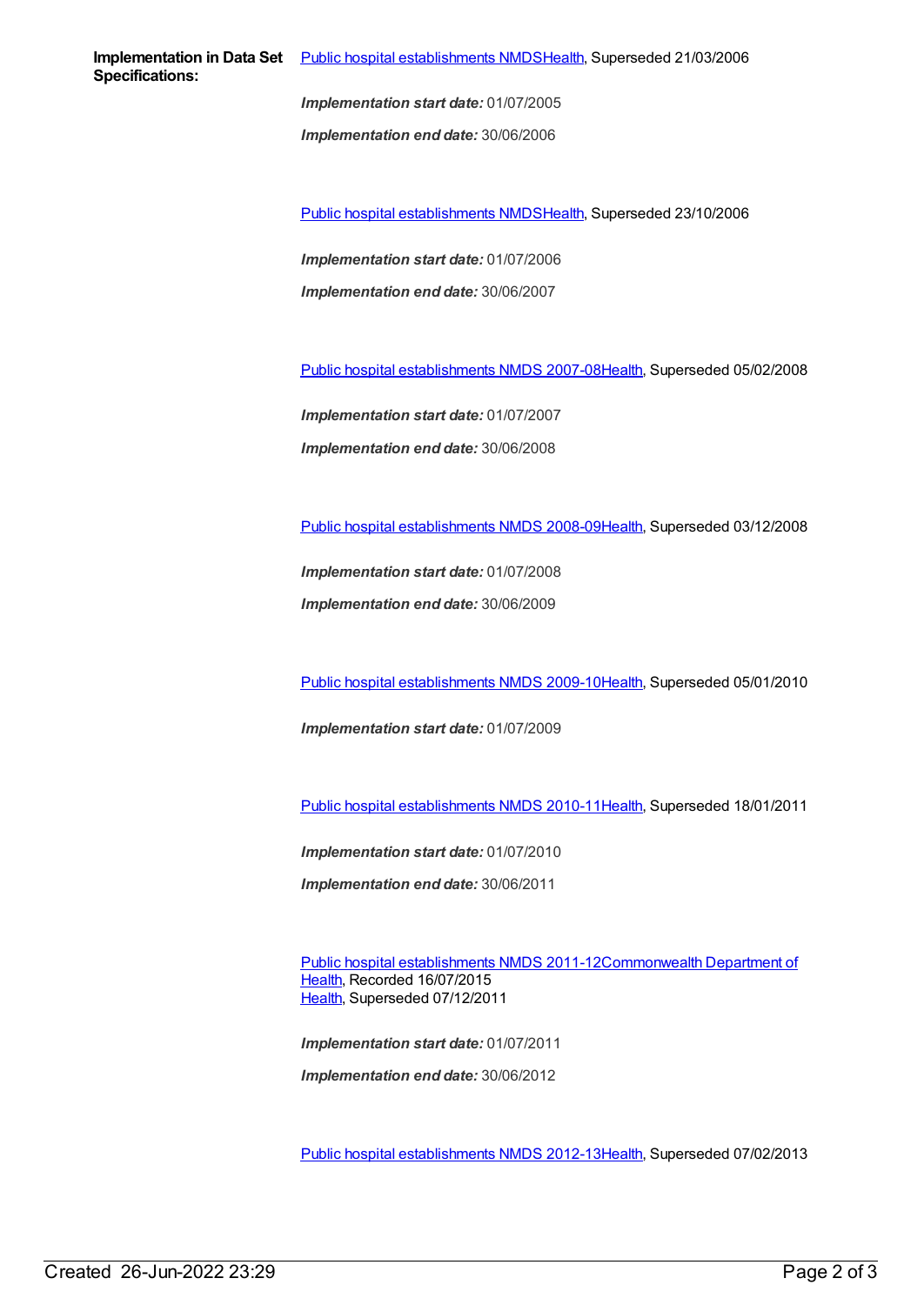**Implementation in Data Set Specifications:**

Public hospital establishments NMDSHealth, Superseded 21/03/2006

***Implementation start date:*** 01/07/2005

***Implementation end date:*** 30/06/2006

Public hospital establishments NMDSHealth, Superseded 23/10/2006

***Implementation start date:*** 01/07/2006

***Implementation end date:*** 30/06/2007

Public hospital establishments NMDS 2007-08Health, Superseded 05/02/2008

***Implementation start date:*** 01/07/2007

***Implementation end date:*** 30/06/2008

Public hospital establishments NMDS 2008-09Health, Superseded 03/12/2008

***Implementation start date:*** 01/07/2008

***Implementation end date:*** 30/06/2009

Public hospital establishments NMDS 2009-10Health, Superseded 05/01/2010

***Implementation start date:*** 01/07/2009

Public hospital establishments NMDS 2010-11Health, Superseded 18/01/2011

***Implementation start date:*** 01/07/2010

***Implementation end date:*** 30/06/2011

Public hospital establishments NMDS 2011-12Commonwealth Department of Health, Recorded 16/07/2015
Health, Superseded 07/12/2011

***Implementation start date:*** 01/07/2011

***Implementation end date:*** 30/06/2012

Public hospital establishments NMDS 2012-13Health, Superseded 07/02/2013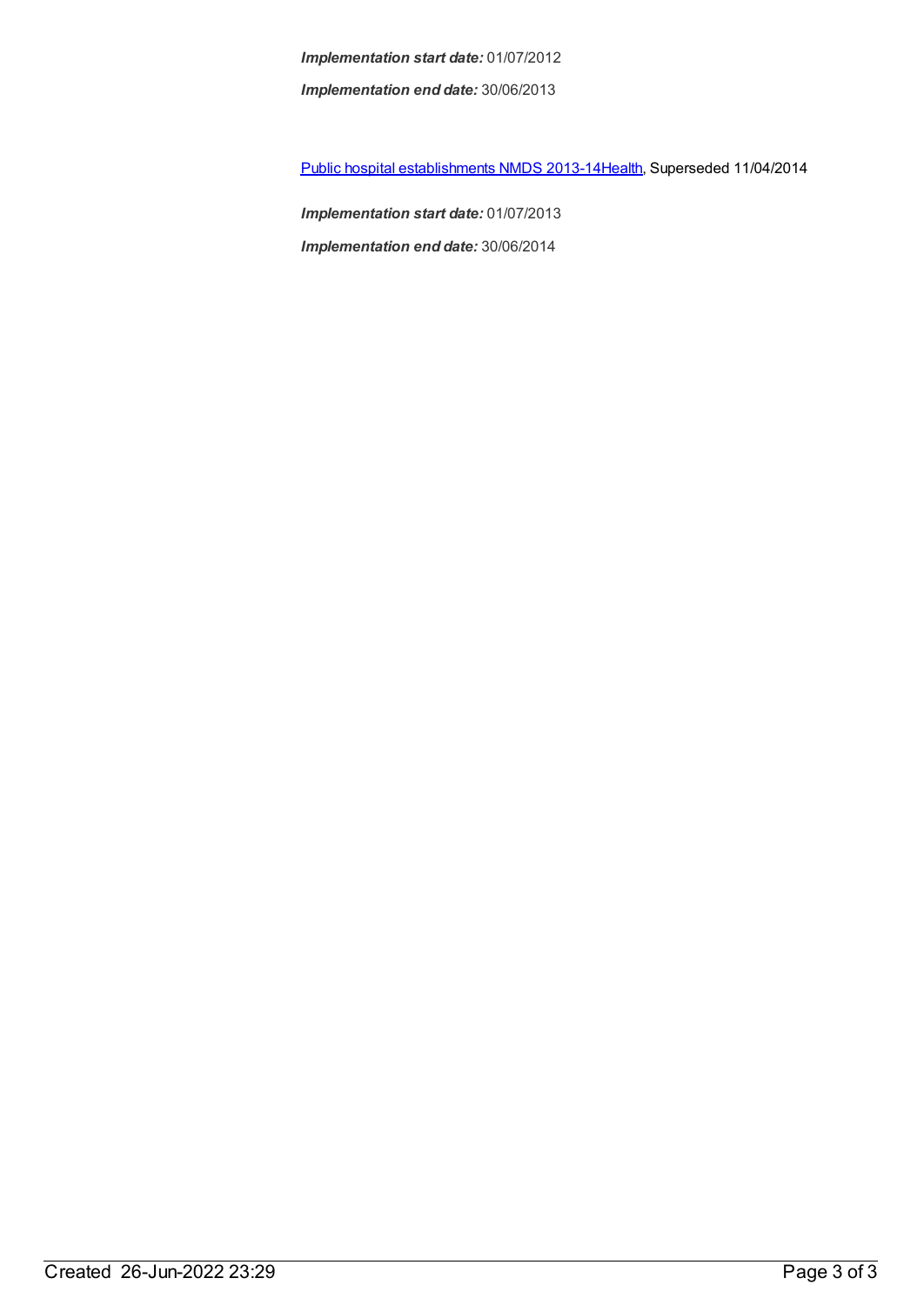***Implementation start date:*** 01/07/2012

***Implementation end date:*** 30/06/2013

Public hospital establishments NMDS 2013-14Health, Superseded 11/04/2014

***Implementation start date:*** 01/07/2013

***Implementation end date:*** 30/06/2014